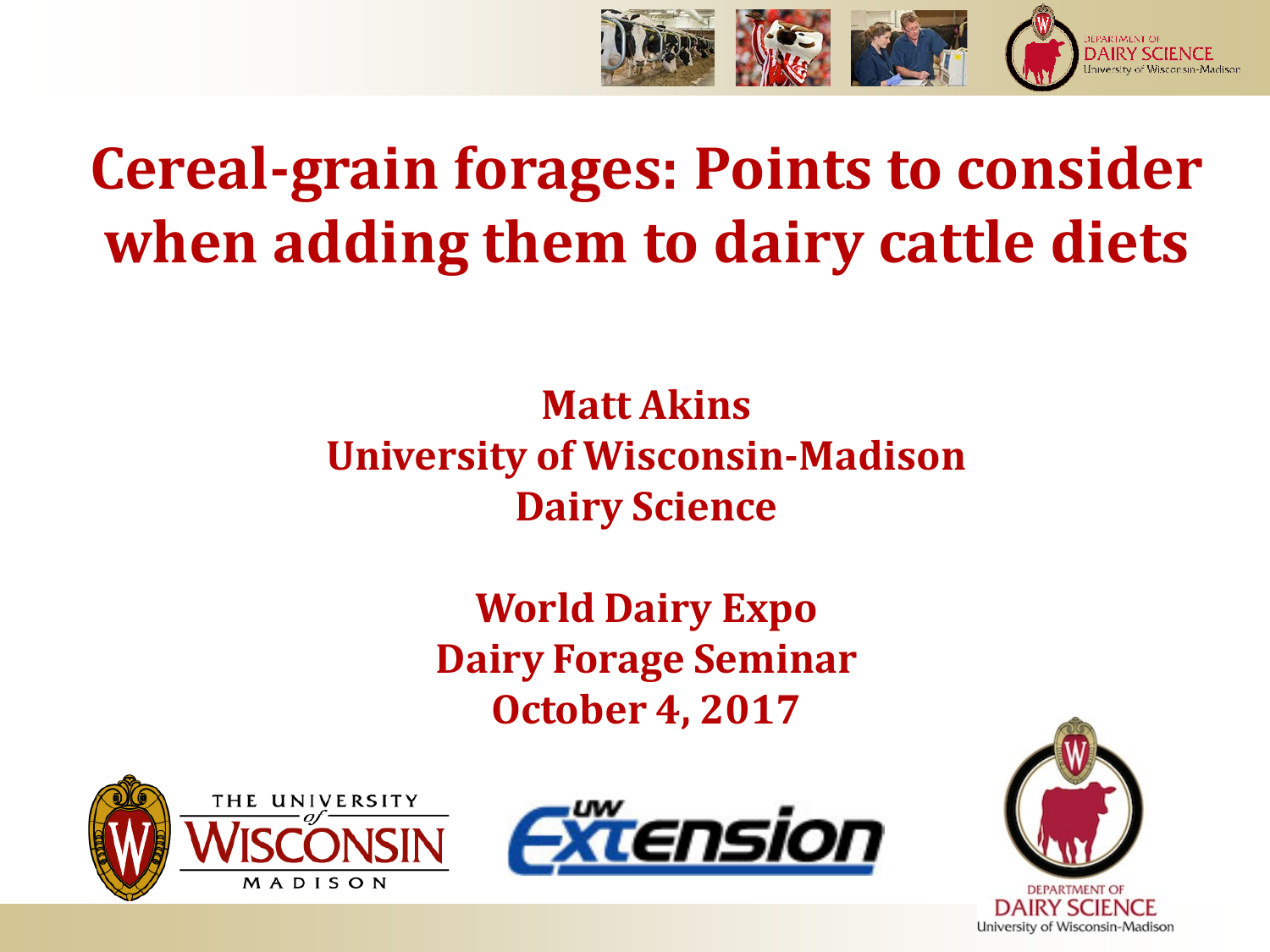# Cereal-grain forages: Points to consider when adding them to dairy cattle diets

**Matt Akins**
**University of Wisconsin-Madison**
**Dairy Science**

**World Dairy Expo**
**Dairy Forage Seminar**
**October 4, 2017**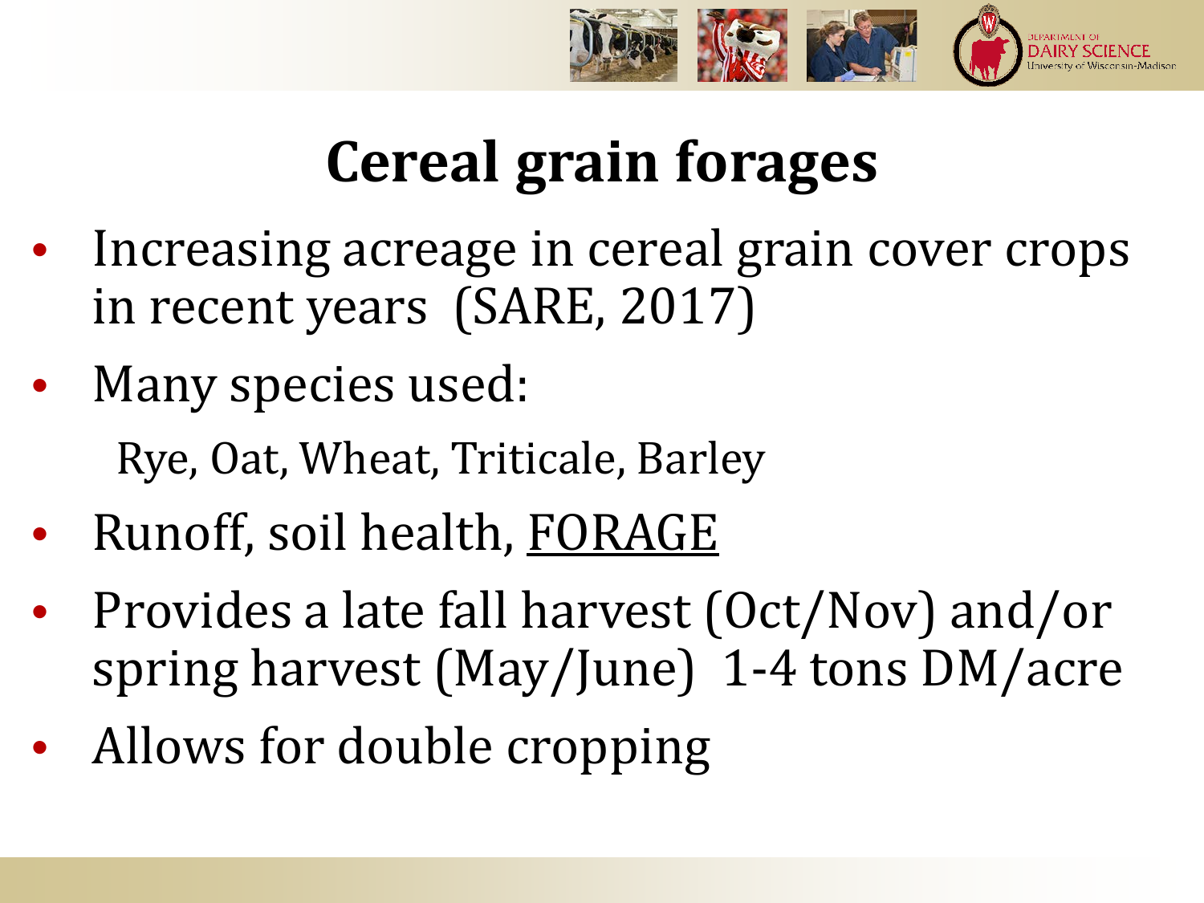# Cereal grain forages

- Increasing acreage in cereal grain cover crops in recent years (SARE, 2017)
- Many species used:

  Rye, Oat, Wheat, Triticale, Barley

- Runoff, soil health, <u>FORAGE</u>
- Provides a late fall harvest (Oct/Nov) and/or spring harvest (May/June) 1-4 tons DM/acre
- Allows for double cropping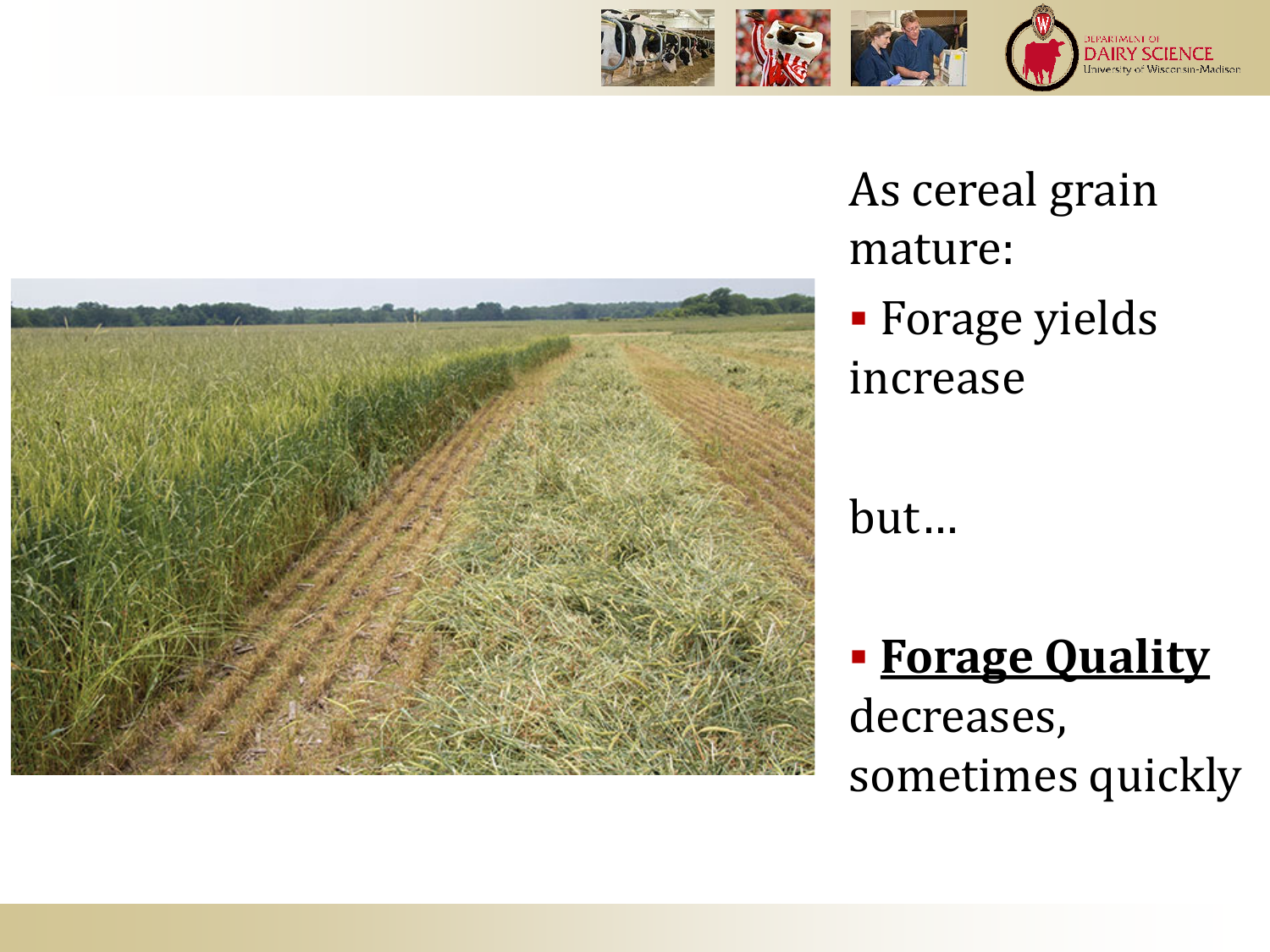As cereal grain mature:

- Forage yields increase

but…

- **Forage Quality** decreases, sometimes quickly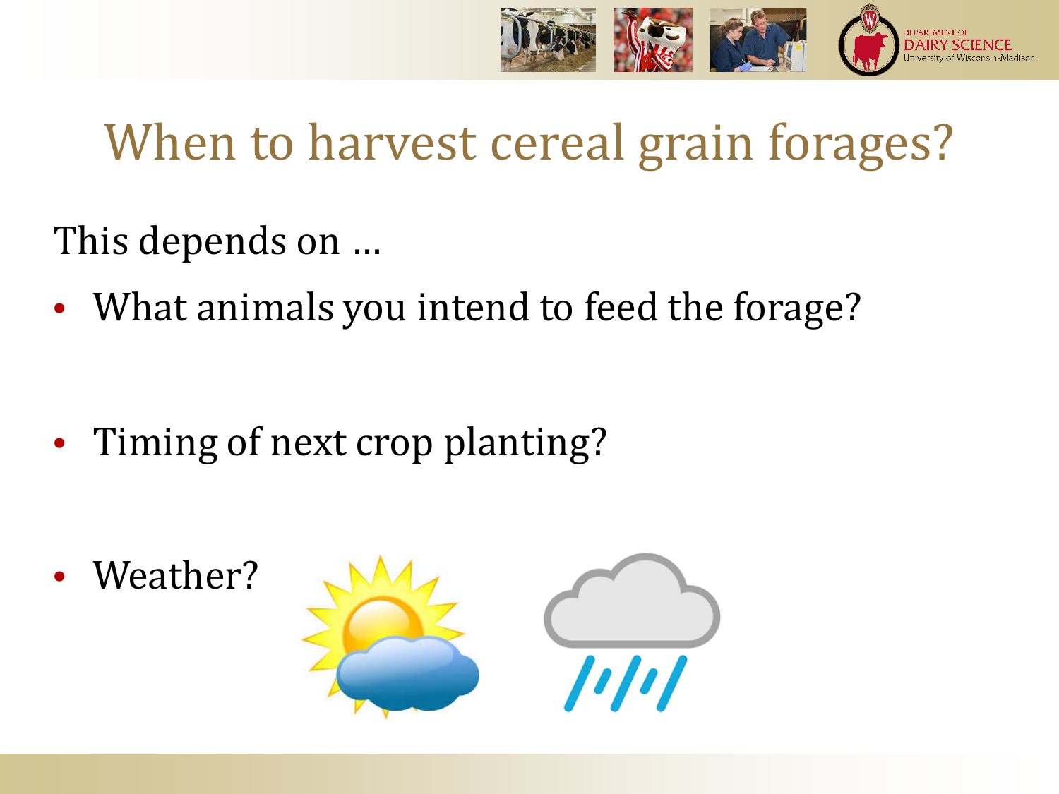# When to harvest cereal grain forages?

This depends on …

- What animals you intend to feed the forage?
- Timing of next crop planting?
- Weather?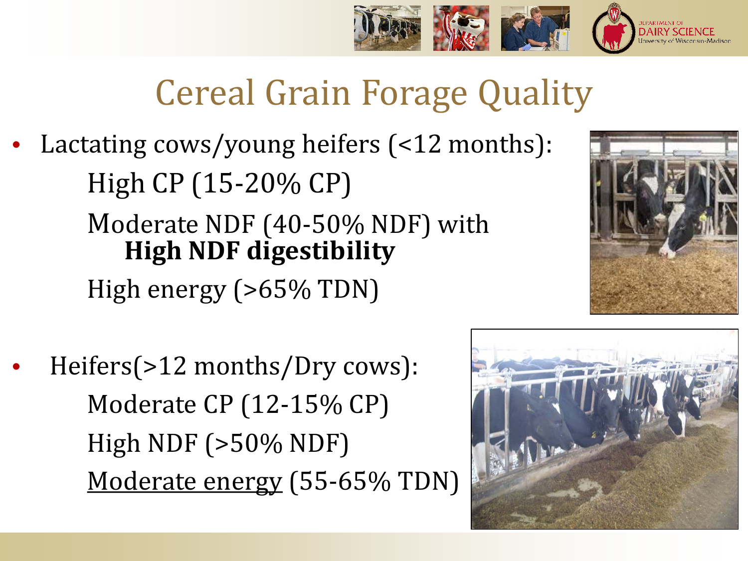# Cereal Grain Forage Quality

- Lactating cows/young heifers (<12 months):
  - High CP (15-20% CP)
  - Moderate NDF (40-50% NDF) with **High NDF digestibility**
  - High energy (>65% TDN)

- Heifers(>12 months/Dry cows):
  - Moderate CP (12-15% CP)
  - High NDF (>50% NDF)
  - <u>Moderate energy</u> (55-65% TDN)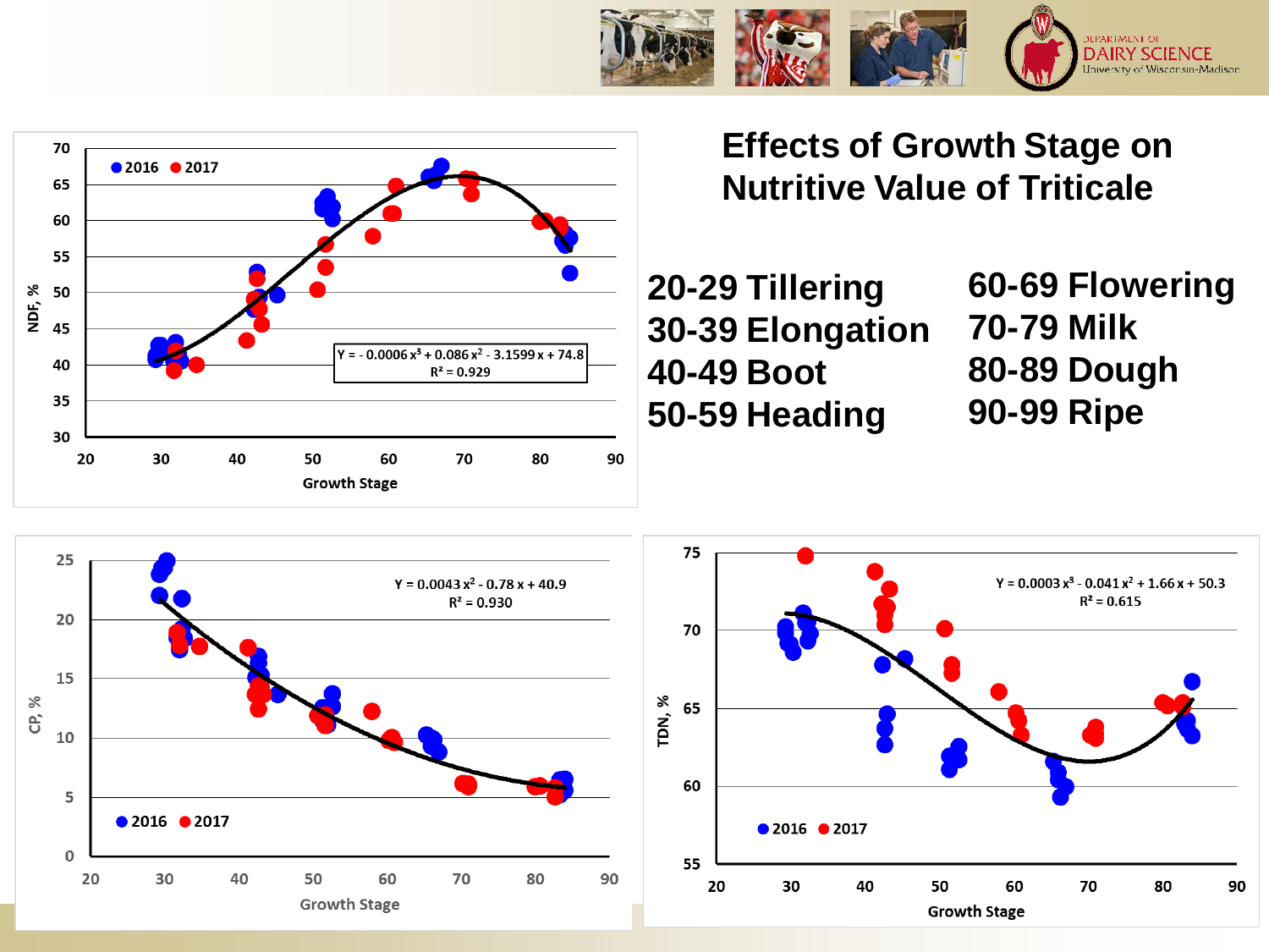# Effects of Growth Stage on Nutritive Value of Triticale

| | |
|---|---|
| 20-29 Tillering | 60-69 Flowering |
| 30-39 Elongation | 70-79 Milk |
| 40-49 Boot | 80-89 Dough |
| 50-59 Heading | 90-99 Ripe |

NDF, % vs. Growth Stage (2016, 2017)

$Y = -0.0006x^3 + 0.086x^2 - 3.1599x + 74.8$

$R^2 = 0.929$

CP, % vs. Growth Stage (2016, 2017)

$Y = 0.0043x^2 - 0.78x + 40.9$

$R^2 = 0.930$

TDN, % vs. Growth Stage (2016, 2017)

$Y = 0.0003x^3 - 0.041x^2 + 1.66x + 50.3$

$R^2 = 0.615$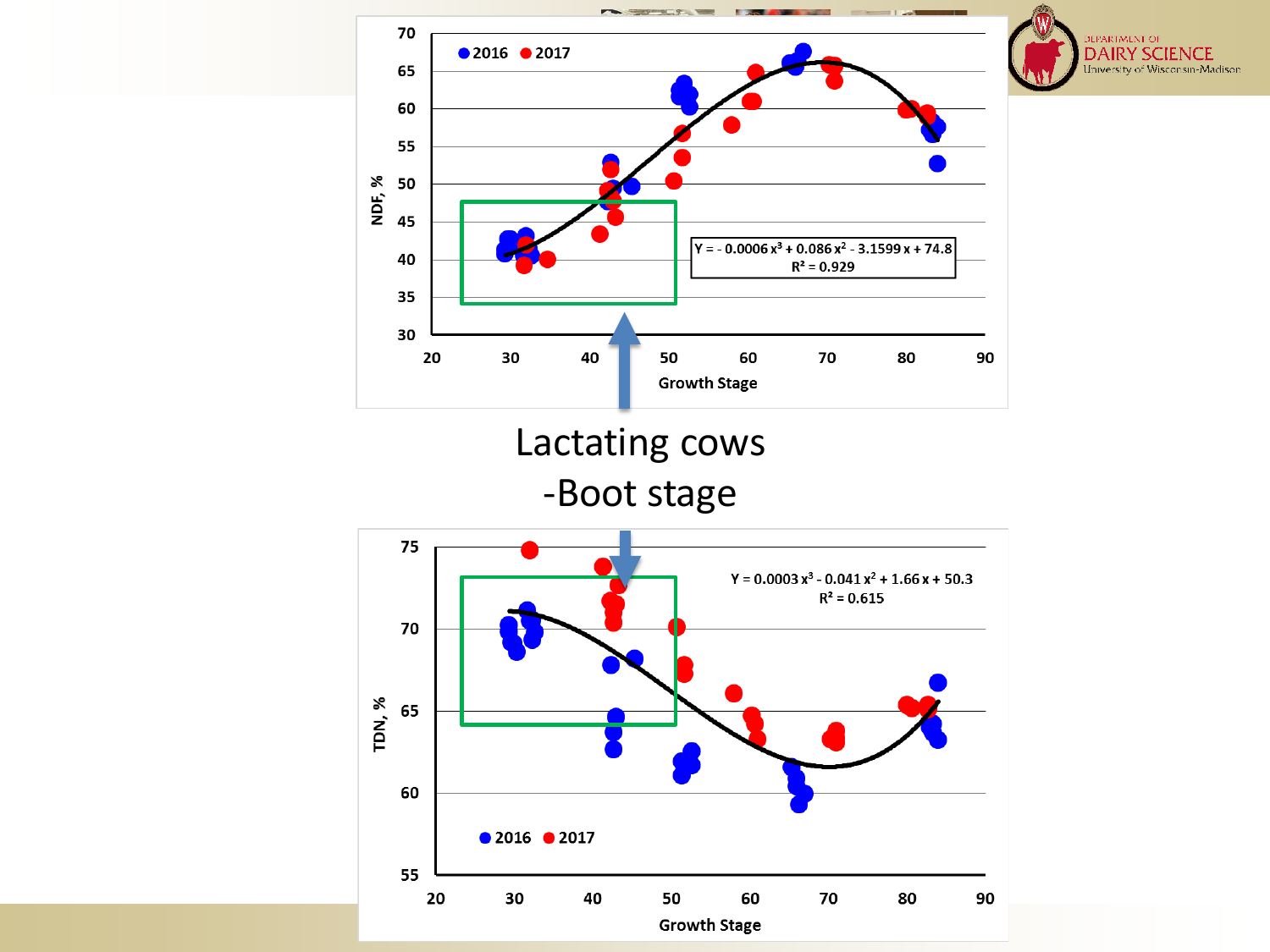Y = - 0.0006 $x^3$ + 0.086 $x^2$ - 3.1599 x + 74.8
$R^2$ = 0.929

Lactating cows
-Boot stage

Y = 0.0003 $x^3$ - 0.041 $x^2$ + 1.66 x + 50.3
$R^2$ = 0.615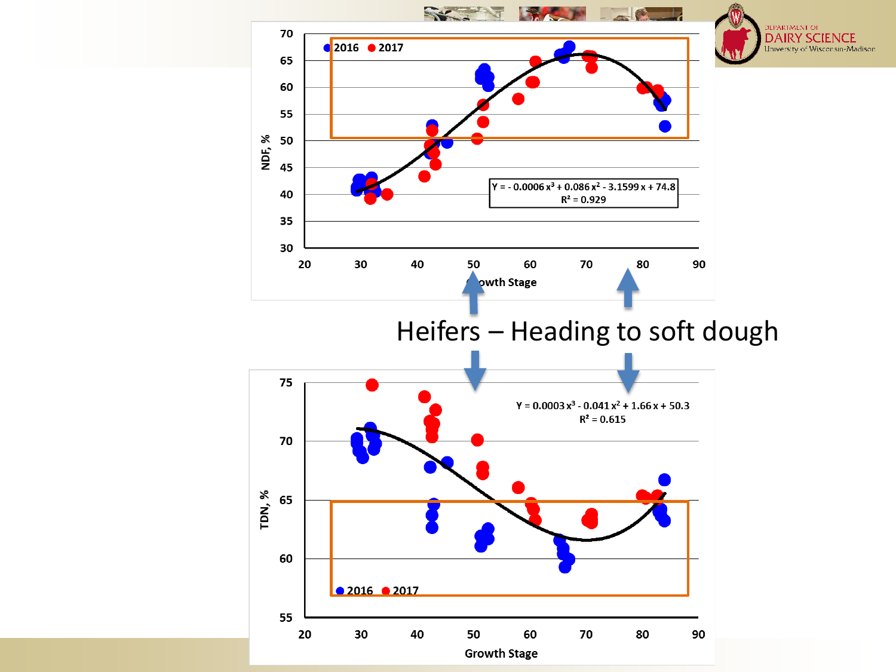Heifers – Heading to soft dough

NDF, %

2016 2017

$Y = -0.0006x^3 + 0.086x^2 - 3.1599x + 74.8$
$R^2 = 0.929$

Growth Stage

TDN, %

$Y = 0.0003x^3 - 0.041x^2 + 1.66x + 50.3$
$R^2 = 0.615$

2016 2017

Growth Stage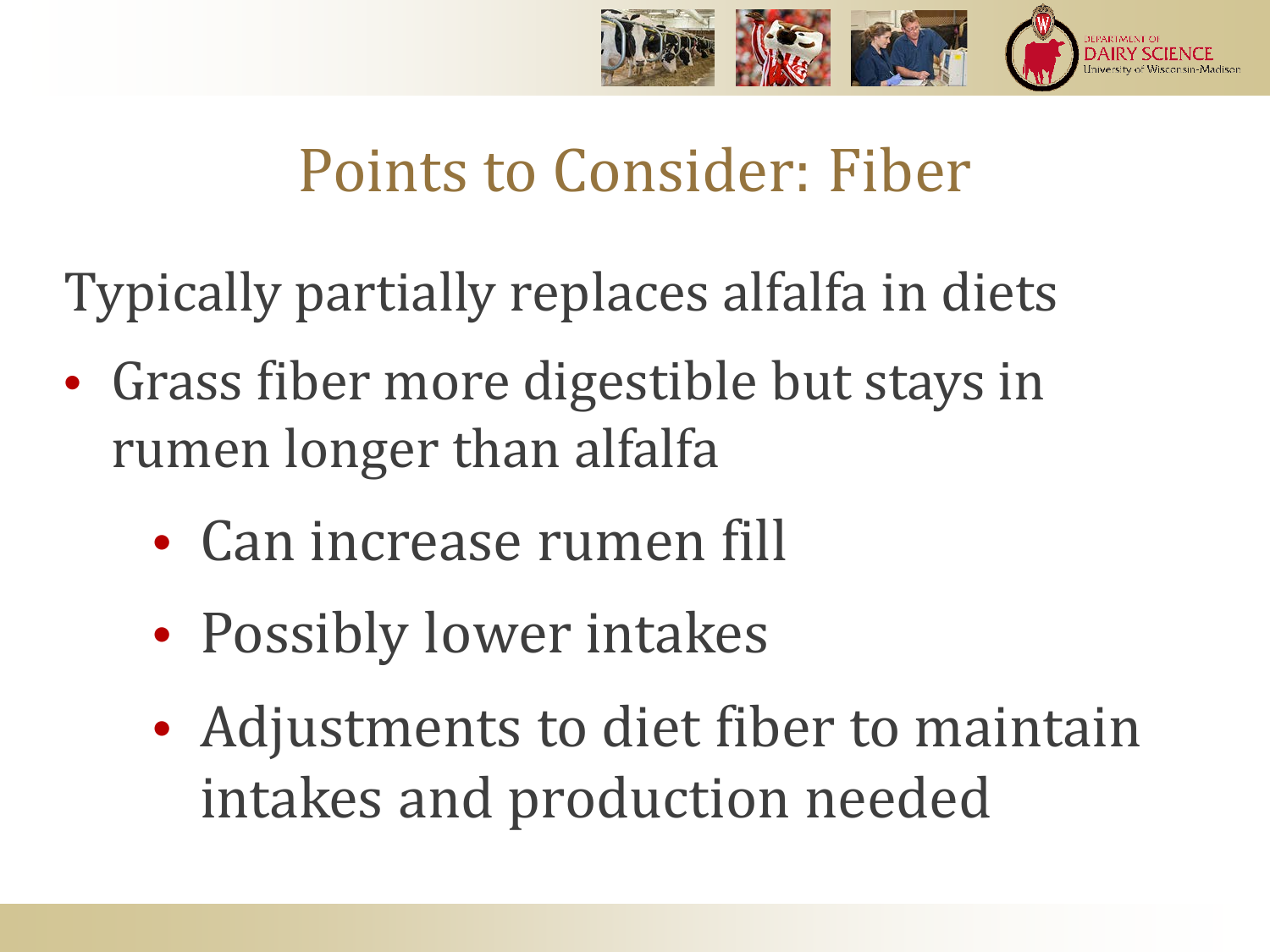# Points to Consider: Fiber

Typically partially replaces alfalfa in diets

- Grass fiber more digestible but stays in rumen longer than alfalfa
  - Can increase rumen fill
  - Possibly lower intakes
  - Adjustments to diet fiber to maintain intakes and production needed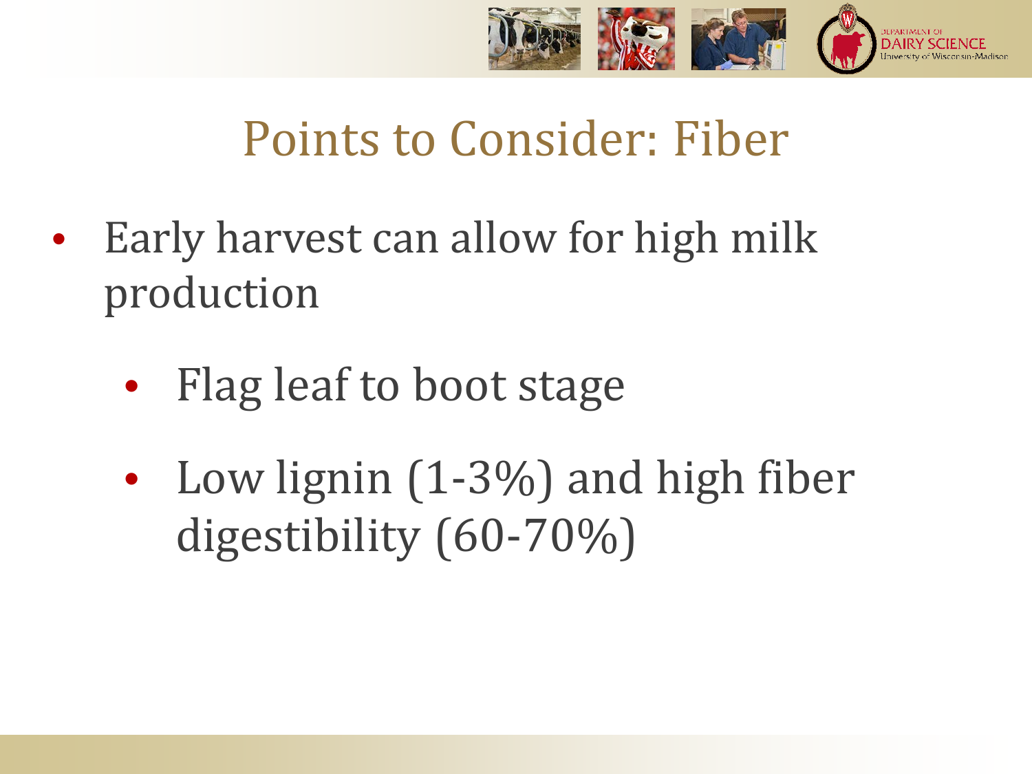# Points to Consider: Fiber

- Early harvest can allow for high milk production
  - Flag leaf to boot stage
  - Low lignin (1-3%) and high fiber digestibility (60-70%)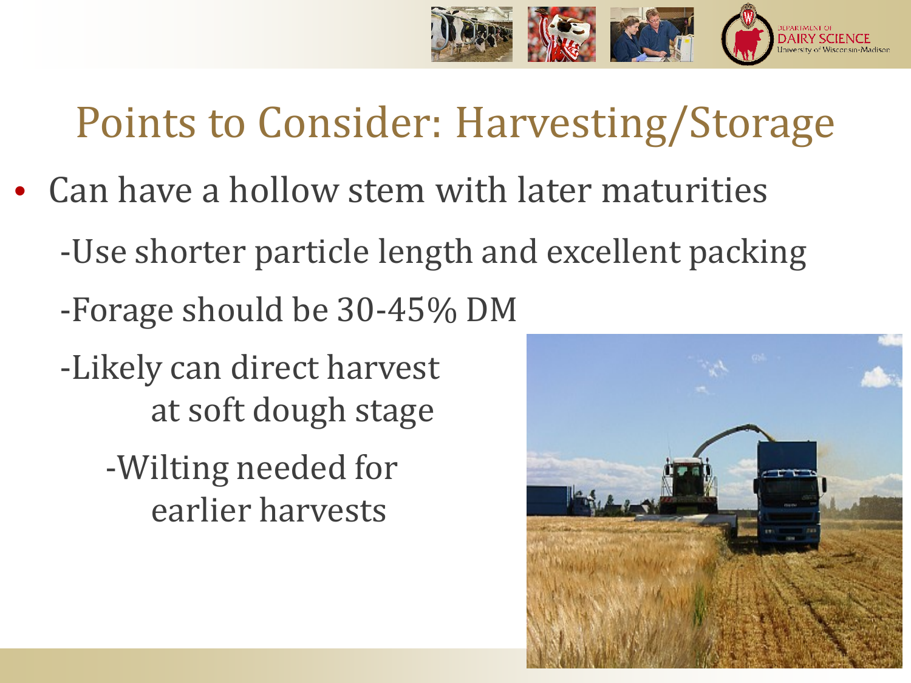# Points to Consider: Harvesting/Storage

- Can have a hollow stem with later maturities
  - -Use shorter particle length and excellent packing
  - -Forage should be 30-45% DM
  - -Likely can direct harvest at soft dough stage
    - -Wilting needed for earlier harvests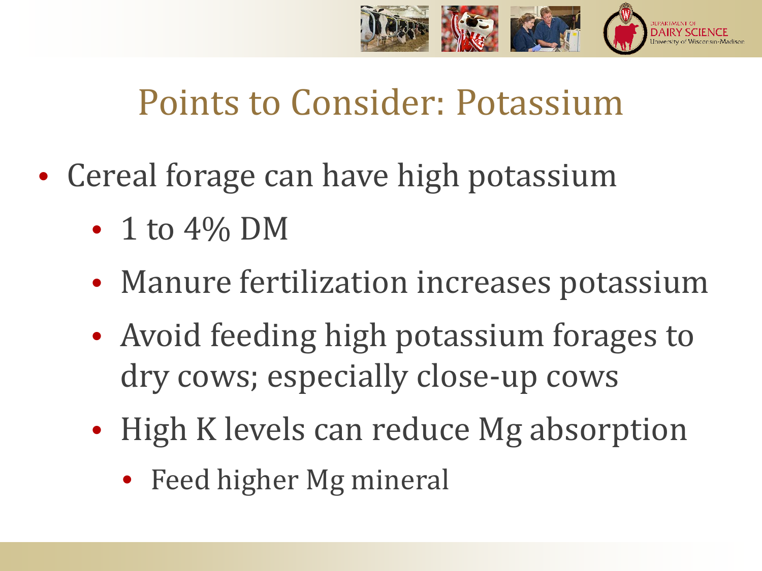# Points to Consider: Potassium

- Cereal forage can have high potassium
  - 1 to 4% DM
  - Manure fertilization increases potassium
  - Avoid feeding high potassium forages to dry cows; especially close-up cows
  - High K levels can reduce Mg absorption
    - Feed higher Mg mineral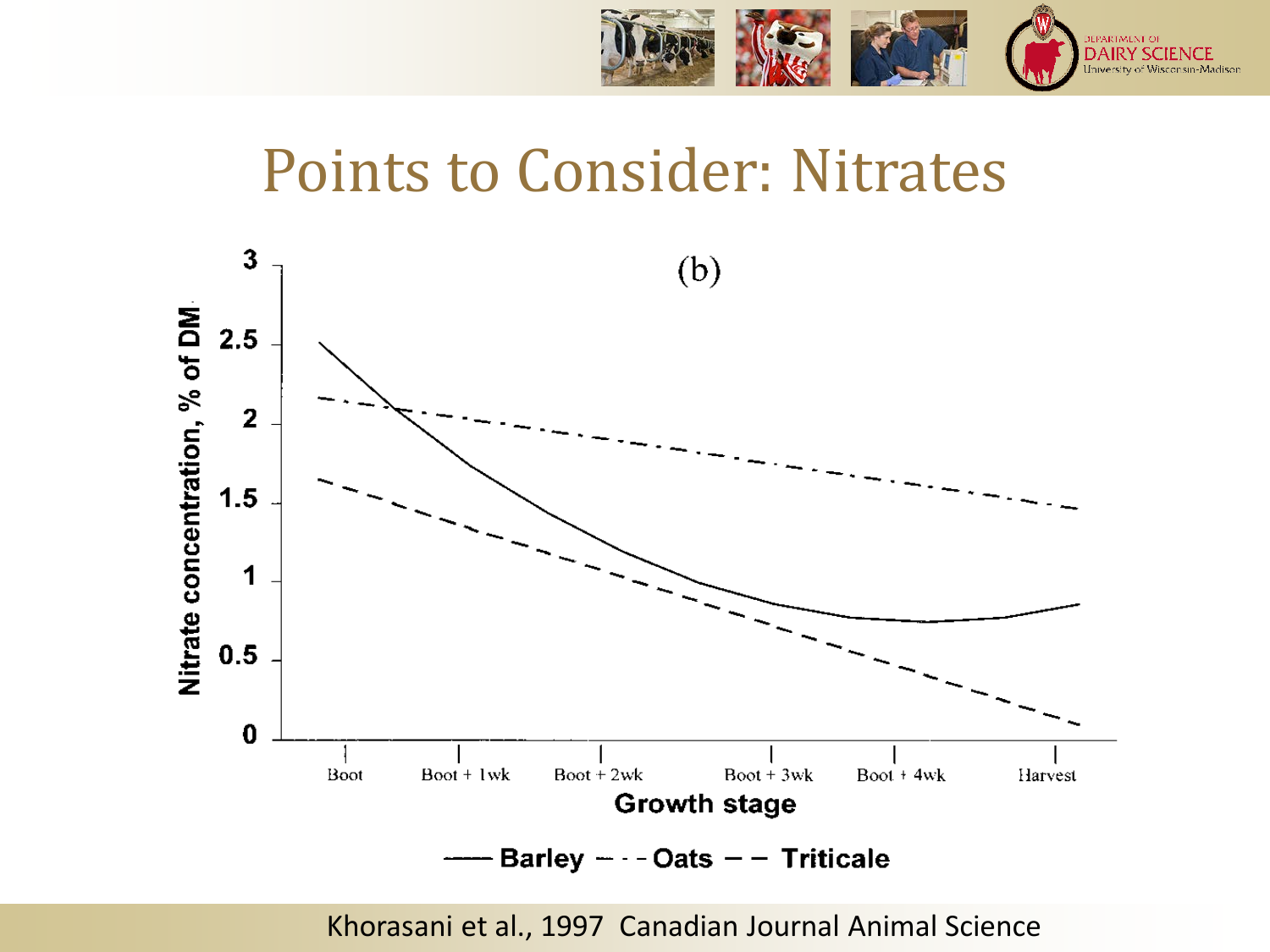# Points to Consider: Nitrates

(b)

Nitrate concentration, % of DM

Growth stage: Boot, Boot + 1wk, Boot + 2wk, Boot + 3wk, Boot + 4wk, Harvest

Barley — Oats — Triticale

Khorasani et al., 1997 Canadian Journal Animal Science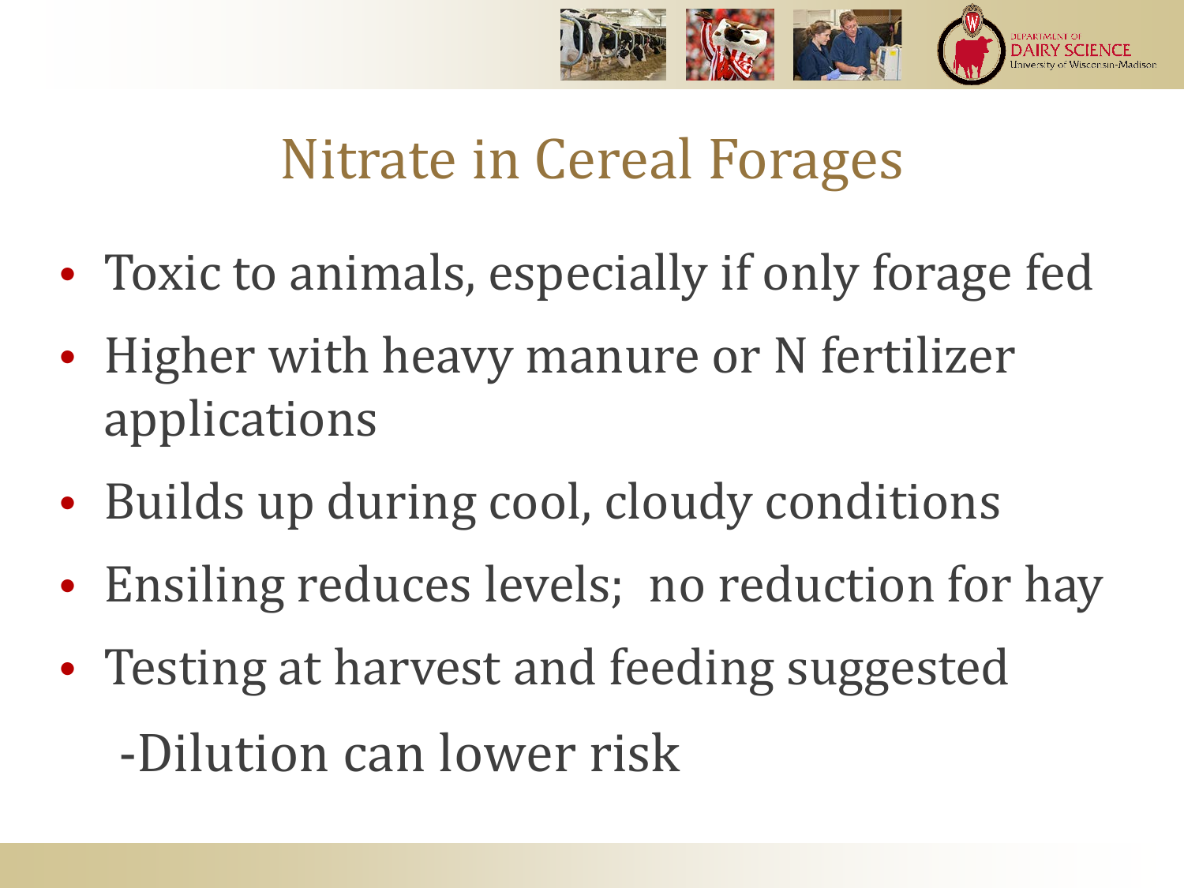# Nitrate in Cereal Forages

- Toxic to animals, especially if only forage fed
- Higher with heavy manure or N fertilizer applications
- Builds up during cool, cloudy conditions
- Ensiling reduces levels;  no reduction for hay
- Testing at harvest and feeding suggested
  - -Dilution can lower risk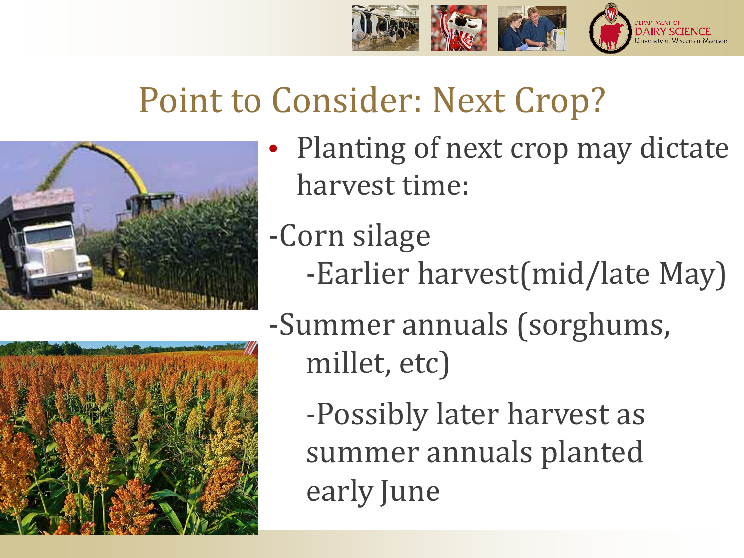# Point to Consider: Next Crop?

- Planting of next crop may dictate harvest time:

-Corn silage

  -Earlier harvest(mid/late May)

-Summer annuals (sorghums, millet, etc)

  -Possibly later harvest as summer annuals planted early June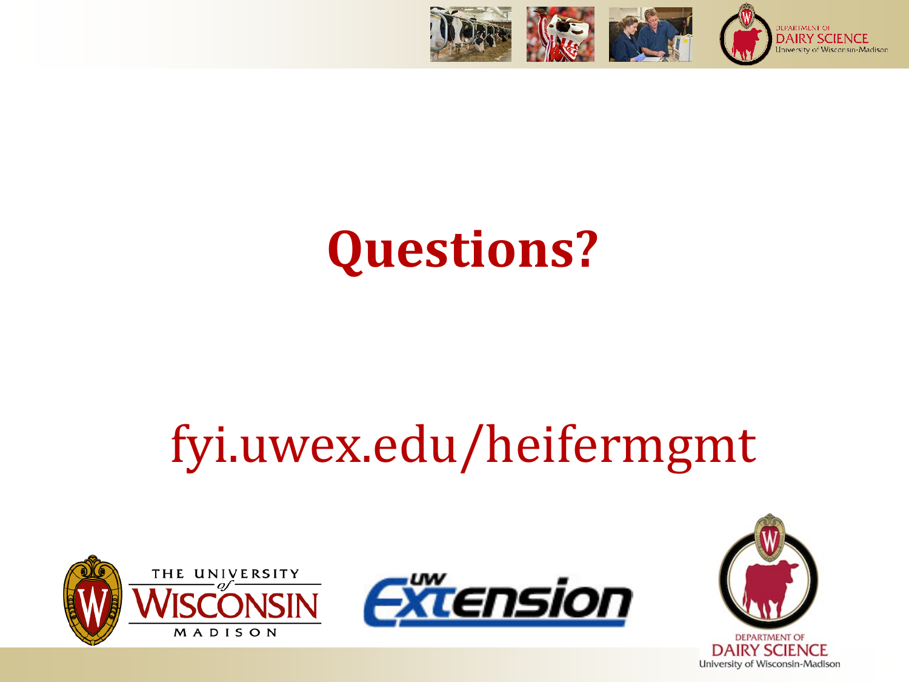# Questions?

fyi.uwex.edu/heifermgmt